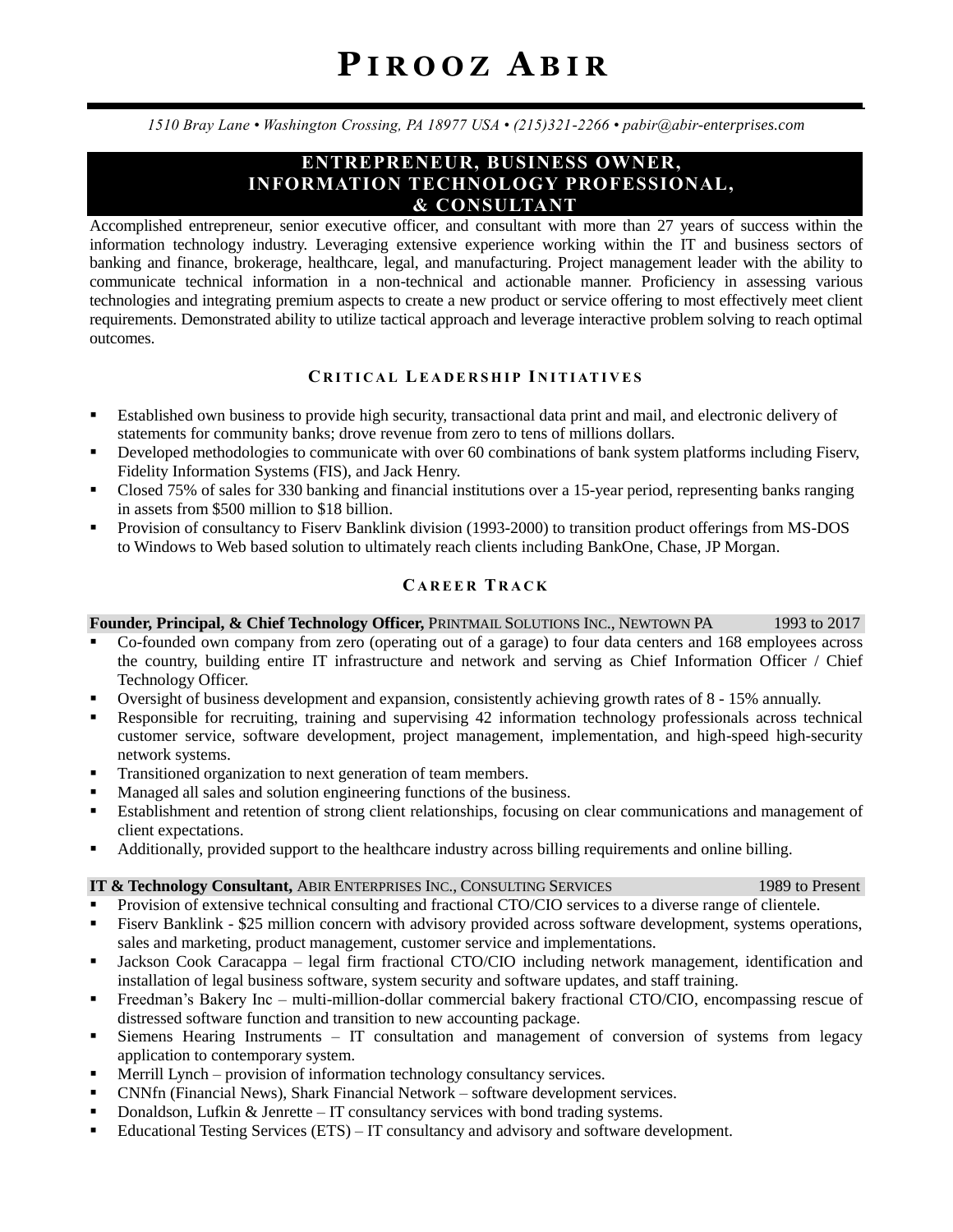# PIROOZ ABIR

*1510 Bray Lane • Washington Crossing, PA 18977 USA • (215)321-2266 • pabir@abir-enterprises.com*

## ENTREPRENEUR, BUSINESS OWNER, INFORMATION TECHNOLOGY PROFESSIONAL, & CONSULTANT

Accomplished entrepreneur, senior executive officer, and consultant with more than 27 years of success within the information technology industry. Leveraging extensive experience working within the IT and business sectors of banking and finance, brokerage, healthcare, legal, and manufacturing. Project management leader with the ability to communicate technical information in a non-technical and actionable manner. Proficiency in assessing various technologies and integrating premium aspects to create a new product or service offering to most effectively meet client requirements. Demonstrated ability to utilize tactical approach and leverage interactive problem solving to reach optimal outcomes.

## CRITICAL LEADERSHIP INITIATIVES

- Established own business to provide high security, transactional data print and mail, and electronic delivery of statements for community banks; drove revenue from zero to tens of millions dollars.
- Developed methodologies to communicate with over 60 combinations of bank system platforms including Fiserv, Fidelity Information Systems (FIS), and Jack Henry.
- Closed 75% of sales for 330 banking and financial institutions over a 15-year period, representing banks ranging in assets from $500 million to $18 billion.
- Provision of consultancy to Fiserv Banklink division (1993-2000) to transition product offerings from MS-DOS to Windows to Web based solution to ultimately reach clients including BankOne, Chase, JP Morgan.

## CAREER TRACK

**Founder, Principal, & Chief Technology Officer,** PRINTMAIL SOLUTIONS INC., NEWTOWN PA — 1993 to 2017

- Co-founded own company from zero (operating out of a garage) to four data centers and 168 employees across the country, building entire IT infrastructure and network and serving as Chief Information Officer / Chief Technology Officer.
- Oversight of business development and expansion, consistently achieving growth rates of 8 - 15% annually.
- Responsible for recruiting, training and supervising 42 information technology professionals across technical customer service, software development, project management, implementation, and high-speed high-security network systems.
- Transitioned organization to next generation of team members.
- Managed all sales and solution engineering functions of the business.
- Establishment and retention of strong client relationships, focusing on clear communications and management of client expectations.
- Additionally, provided support to the healthcare industry across billing requirements and online billing.

**IT & Technology Consultant,** ABIR ENTERPRISES INC., CONSULTING SERVICES — 1989 to Present

- Provision of extensive technical consulting and fractional CTO/CIO services to a diverse range of clientele.
- Fiserv Banklink - $25 million concern with advisory provided across software development, systems operations, sales and marketing, product management, customer service and implementations.
- Jackson Cook Caracappa – legal firm fractional CTO/CIO including network management, identification and installation of legal business software, system security and software updates, and staff training.
- Freedman's Bakery Inc – multi-million-dollar commercial bakery fractional CTO/CIO, encompassing rescue of distressed software function and transition to new accounting package.
- Siemens Hearing Instruments – IT consultation and management of conversion of systems from legacy application to contemporary system.
- Merrill Lynch – provision of information technology consultancy services.
- CNNfn (Financial News), Shark Financial Network – software development services.
- Donaldson, Lufkin & Jenrette – IT consultancy services with bond trading systems.
- Educational Testing Services (ETS) – IT consultancy and advisory and software development.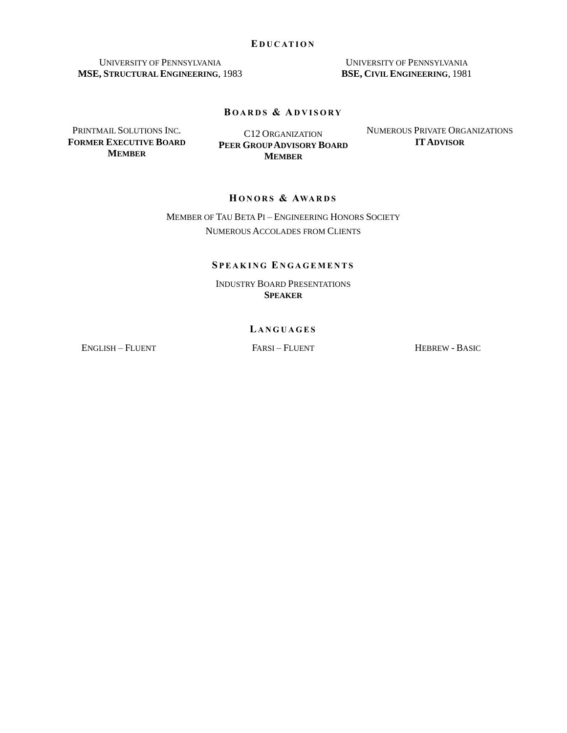## Education

University of Pennsylvania
**MSE, Structural Engineering**, 1983

University of Pennsylvania
**BSE, Civil Engineering**, 1981

## Boards & Advisory

PrintMail Solutions Inc.
**Former Executive Board Member**

C12 Organization
**Peer Group Advisory Board Member**

Numerous Private Organizations
**IT Advisor**

## Honors & Awards

Member of Tau Beta Pi – Engineering Honors Society

Numerous Accolades from Clients

## Speaking Engagements

Industry Board Presentations
**Speaker**

## Languages

English – Fluent

Farsi – Fluent

Hebrew - Basic